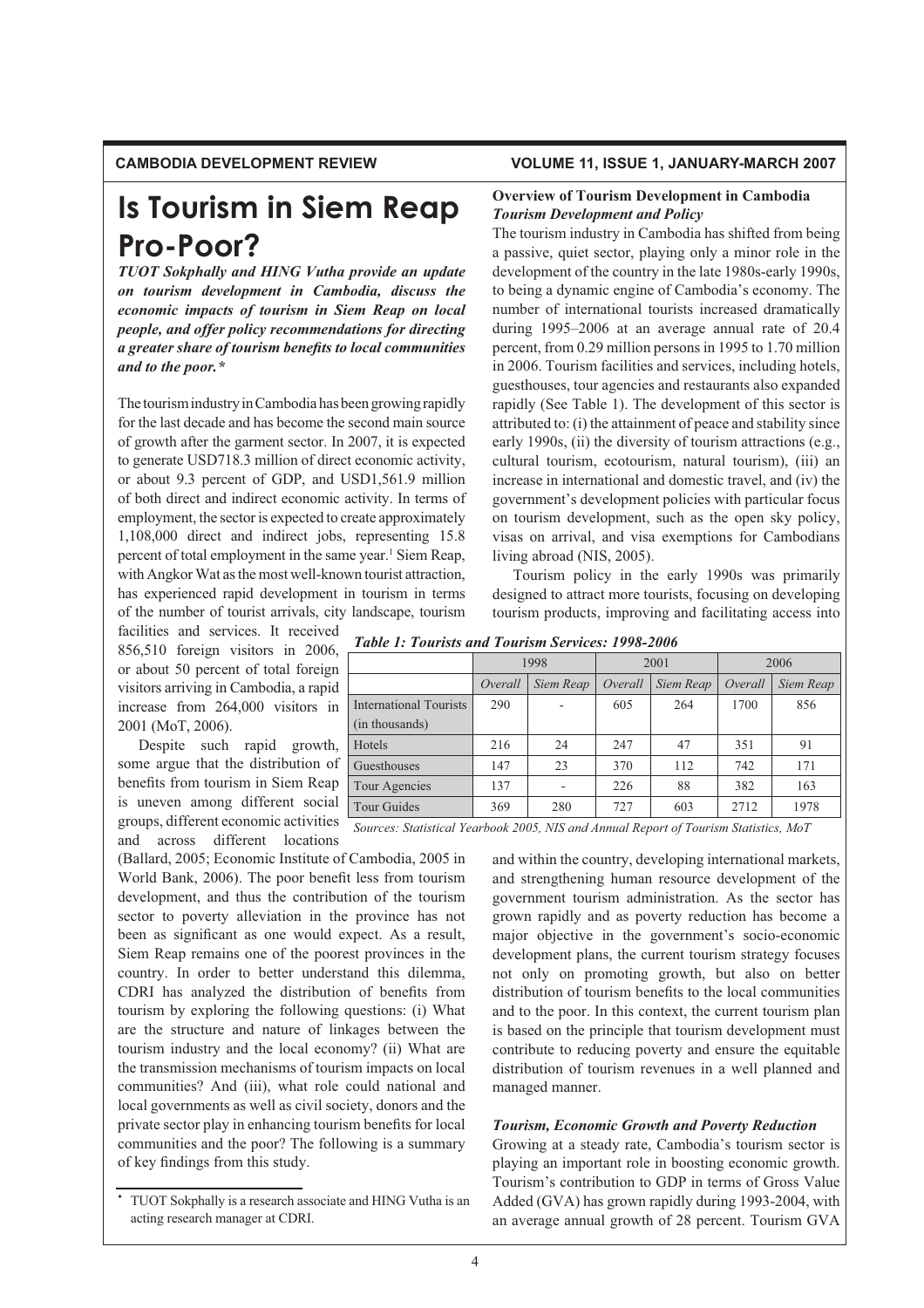# Is Tourism in Siem Reap Pro-Poor?

***TUOT Sokphally and HING Vutha provide an update on tourism development in Cambodia, discuss the economic impacts of tourism in Siem Reap on local people, and offer policy recommendations for directing a greater share of tourism benefits to local communities and to the poor.****

The tourism industry in Cambodia has been growing rapidly for the last decade and has become the second main source of growth after the garment sector. In 2007, it is expected to generate USD718.3 million of direct economic activity, or about 9.3 percent of GDP, and USD1,561.9 million of both direct and indirect economic activity. In terms of employment, the sector is expected to create approximately 1,108,000 direct and indirect jobs, representing 15.8 percent of total employment in the same year.[1] Siem Reap, with Angkor Wat as the most well-known tourist attraction, has experienced rapid development in tourism in terms of the number of tourist arrivals, city landscape, tourism facilities and services. It received 856,510 foreign visitors in 2006, or about 50 percent of total foreign visitors arriving in Cambodia, a rapid increase from 264,000 visitors in 2001 (MoT, 2006).

Despite such rapid growth, some argue that the distribution of benefits from tourism in Siem Reap is uneven among different social groups, different economic activities and across different locations (Ballard, 2005; Economic Institute of Cambodia, 2005 in World Bank, 2006). The poor benefit less from tourism development, and thus the contribution of the tourism sector to poverty alleviation in the province has not been as significant as one would expect. As a result, Siem Reap remains one of the poorest provinces in the country. In order to better understand this dilemma, CDRI has analyzed the distribution of benefits from tourism by exploring the following questions: (i) What are the structure and nature of linkages between the tourism industry and the local economy? (ii) What are the transmission mechanisms of tourism impacts on local communities? And (iii), what role could national and local governments as well as civil society, donors and the private sector play in enhancing tourism benefits for local communities and the poor? The following is a summary of key findings from this study.

\* TUOT Sokphally is a research associate and HING Vutha is an acting research manager at CDRI.

### Overview of Tourism Development in Cambodia

#### *Tourism Development and Policy*

The tourism industry in Cambodia has shifted from being a passive, quiet sector, playing only a minor role in the development of the country in the late 1980s-early 1990s, to being a dynamic engine of Cambodia's economy. The number of international tourists increased dramatically during 1995–2006 at an average annual rate of 20.4 percent, from 0.29 million persons in 1995 to 1.70 million in 2006. Tourism facilities and services, including hotels, guesthouses, tour agencies and restaurants also expanded rapidly (See Table 1). The development of this sector is attributed to: (i) the attainment of peace and stability since early 1990s, (ii) the diversity of tourism attractions (e.g., cultural tourism, ecotourism, natural tourism), (iii) an increase in international and domestic travel, and (iv) the government's development policies with particular focus on tourism development, such as the open sky policy, visas on arrival, and visa exemptions for Cambodians living abroad (NIS, 2005).

Tourism policy in the early 1990s was primarily designed to attract more tourists, focusing on developing tourism products, improving and facilitating access into and within the country, developing international markets, and strengthening human resource development of the government tourism administration. As the sector has grown rapidly and as poverty reduction has become a major objective in the government's socio-economic development plans, the current tourism strategy focuses not only on promoting growth, but also on better distribution of tourism benefits to the local communities and to the poor. In this context, the current tourism plan is based on the principle that tourism development must contribute to reducing poverty and ensure the equitable distribution of tourism revenues in a well planned and managed manner.

***Table 1: Tourists and Tourism Services: 1998-2006***

| | 1998 | | 2001 | | 2006 | |
|---|---|---|---|---|---|---|
| | *Overall* | *Siem Reap* | *Overall* | *Siem Reap* | *Overall* | *Siem Reap* |
| International Tourists (in thousands) | 290 | - | 605 | 264 | 1700 | 856 |
| Hotels | 216 | 24 | 247 | 47 | 351 | 91 |
| Guesthouses | 147 | 23 | 370 | 112 | 742 | 171 |
| Tour Agencies | 137 | - | 226 | 88 | 382 | 163 |
| Tour Guides | 369 | 280 | 727 | 603 | 2712 | 1978 |

*Sources: Statistical Yearbook 2005, NIS and Annual Report of Tourism Statistics, MoT*

#### *Tourism, Economic Growth and Poverty Reduction*

Growing at a steady rate, Cambodia's tourism sector is playing an important role in boosting economic growth. Tourism's contribution to GDP in terms of Gross Value Added (GVA) has grown rapidly during 1993-2004, with an average annual growth of 28 percent. Tourism GVA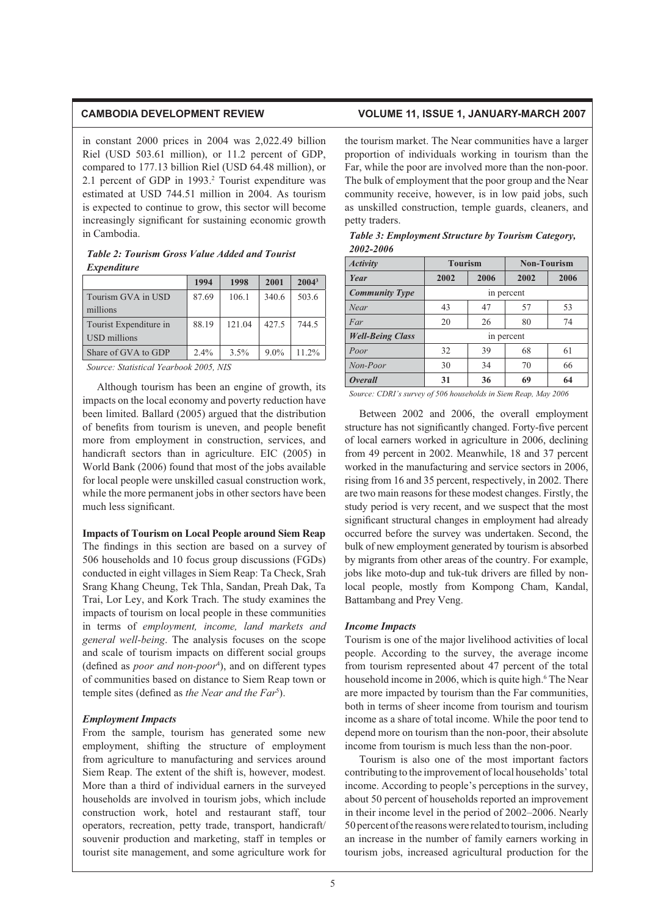in constant 2000 prices in 2004 was 2,022.49 billion Riel (USD 503.61 million), or 11.2 percent of GDP, compared to 177.13 billion Riel (USD 64.48 million), or 2.1 percent of GDP in 1993.[2] Tourist expenditure was estimated at USD 744.51 million in 2004. As tourism is expected to continue to grow, this sector will become increasingly significant for sustaining economic growth in Cambodia.

***Table 2: Tourism Gross Value Added and Tourist Expenditure***

| | 1994 | 1998 | 2001 | 2004[3] |
|---|---|---|---|---|
| Tourism GVA in USD millions | 87.69 | 106.1 | 340.6 | 503.6 |
| Tourist Expenditure in USD millions | 88.19 | 121.04 | 427.5 | 744.5 |
| Share of GVA to GDP | 2.4% | 3.5% | 9.0% | 11.2% |

*Source: Statistical Yearbook 2005, NIS*

Although tourism has been an engine of growth, its impacts on the local economy and poverty reduction have been limited. Ballard (2005) argued that the distribution of benefits from tourism is uneven, and people benefit more from employment in construction, services, and handicraft sectors than in agriculture. EIC (2005) in World Bank (2006) found that most of the jobs available for local people were unskilled casual construction work, while the more permanent jobs in other sectors have been much less significant.

**Impacts of Tourism on Local People around Siem Reap**

The findings in this section are based on a survey of 506 households and 10 focus group discussions (FGDs) conducted in eight villages in Siem Reap: Ta Check, Srah Srang Khang Cheung, Tek Thla, Sandan, Preah Dak, Ta Trai, Lor Ley, and Kork Trach. The study examines the impacts of tourism on local people in these communities in terms of *employment, income, land markets and general well-being*. The analysis focuses on the scope and scale of tourism impacts on different social groups (defined as *poor and non-poor*[4]), and on different types of communities based on distance to Siem Reap town or temple sites (defined as *the Near and the Far*[5]).

***Employment Impacts***

From the sample, tourism has generated some new employment, shifting the structure of employment from agriculture to manufacturing and services around Siem Reap. The extent of the shift is, however, modest. More than a third of individual earners in the surveyed households are involved in tourism jobs, which include construction work, hotel and restaurant staff, tour operators, recreation, petty trade, transport, handicraft/souvenir production and marketing, staff in temples or tourist site management, and some agriculture work for the tourism market. The Near communities have a larger proportion of individuals working in tourism than the Far, while the poor are involved more than the non-poor. The bulk of employment that the poor group and the Near community receive, however, is in low paid jobs, such as unskilled construction, temple guards, cleaners, and petty traders.

***Table 3: Employment Structure by Tourism Category, 2002-2006***

| *Activity* | Tourism | | Non-Tourism | |
|---|---|---|---|---|
| *Year* | 2002 | 2006 | 2002 | 2006 |
| ***Community Type*** | in percent | | | |
| *Near* | 43 | 47 | 57 | 53 |
| *Far* | 20 | 26 | 80 | 74 |
| ***Well-Being Class*** | in percent | | | |
| *Poor* | 32 | 39 | 68 | 61 |
| *Non-Poor* | 30 | 34 | 70 | 66 |
| ***Overall*** | **31** | **36** | **69** | **64** |

*Source: CDRI's survey of 506 households in Siem Reap, May 2006*

Between 2002 and 2006, the overall employment structure has not significantly changed. Forty-five percent of local earners worked in agriculture in 2006, declining from 49 percent in 2002. Meanwhile, 18 and 37 percent worked in the manufacturing and service sectors in 2006, rising from 16 and 35 percent, respectively, in 2002. There are two main reasons for these modest changes. Firstly, the study period is very recent, and we suspect that the most significant structural changes in employment had already occurred before the survey was undertaken. Second, the bulk of new employment generated by tourism is absorbed by migrants from other areas of the country. For example, jobs like moto-dup and tuk-tuk drivers are filled by non-local people, mostly from Kompong Cham, Kandal, Battambang and Prey Veng.

***Income Impacts***

Tourism is one of the major livelihood activities of local people. According to the survey, the average income from tourism represented about 47 percent of the total household income in 2006, which is quite high.[6] The Near are more impacted by tourism than the Far communities, both in terms of sheer income from tourism and tourism income as a share of total income. While the poor tend to depend more on tourism than the non-poor, their absolute income from tourism is much less than the non-poor.

Tourism is also one of the most important factors contributing to the improvement of local households' total income. According to people's perceptions in the survey, about 50 percent of households reported an improvement in their income level in the period of 2002–2006. Nearly 50 percent of the reasons were related to tourism, including an increase in the number of family earners working in tourism jobs, increased agricultural production for the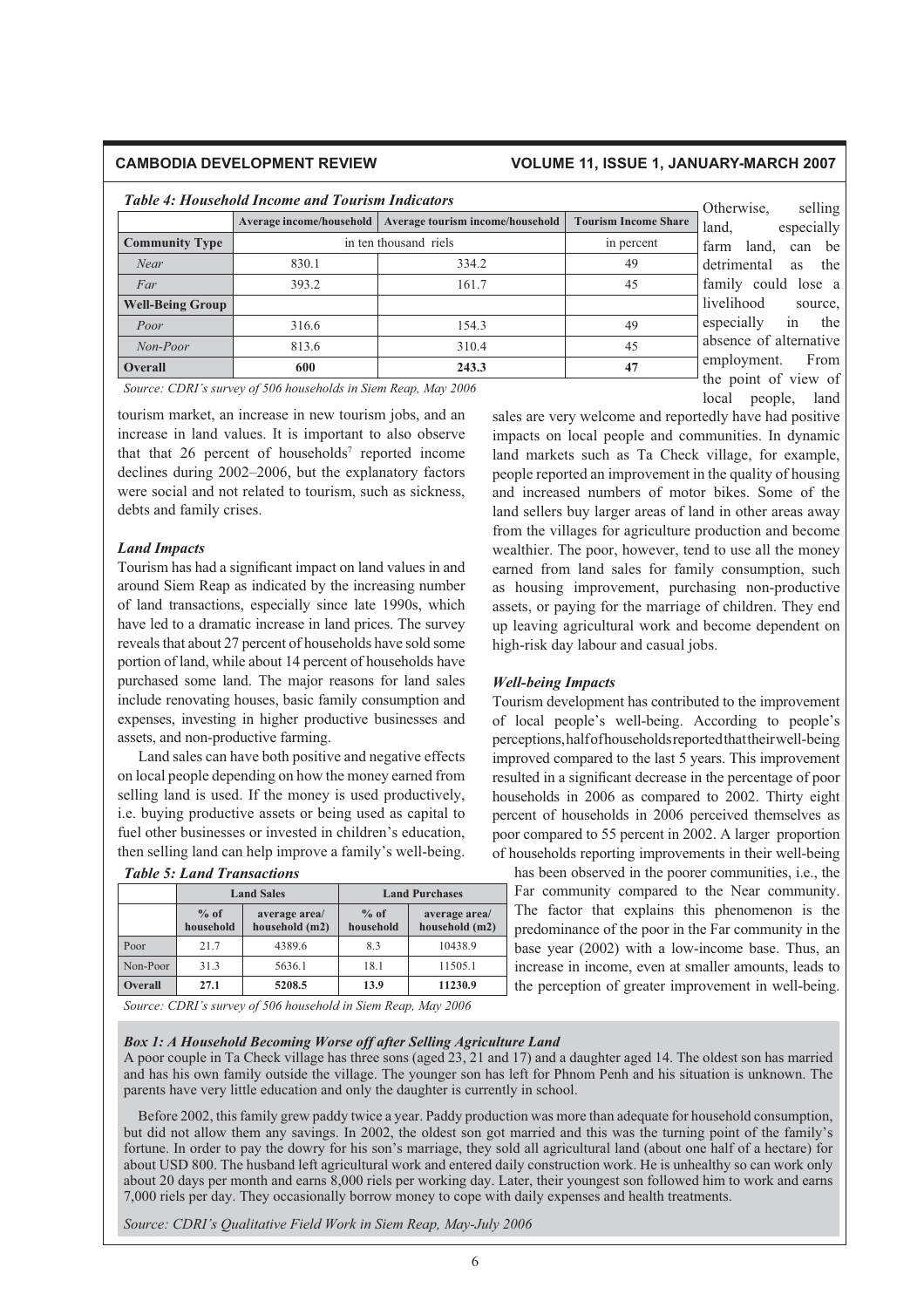*Table 4: Household Income and Tourism Indicators*

| | Average income/household | Average tourism income/household | Tourism Income Share |
|---|---|---|---|
| **Community Type** | in ten thousand riels | | in percent |
| *Near* | 830.1 | 334.2 | 49 |
| *Far* | 393.2 | 161.7 | 45 |
| **Well-Being Group** | | | |
| *Poor* | 316.6 | 154.3 | 49 |
| *Non-Poor* | 813.6 | 310.4 | 45 |
| **Overall** | **600** | **243.3** | **47** |

*Source: CDRI's survey of 506 households in Siem Reap, May 2006*

tourism market, an increase in new tourism jobs, and an increase in land values. It is important to also observe that that 26 percent of households[7] reported income declines during 2002–2006, but the explanatory factors were social and not related to tourism, such as sickness, debts and family crises.

### *Land Impacts*

Tourism has had a significant impact on land values in and around Siem Reap as indicated by the increasing number of land transactions, especially since late 1990s, which have led to a dramatic increase in land prices. The survey reveals that about 27 percent of households have sold some portion of land, while about 14 percent of households have purchased some land. The major reasons for land sales include renovating houses, basic family consumption and expenses, investing in higher productive businesses and assets, and non-productive farming.

Land sales can have both positive and negative effects on local people depending on how the money earned from selling land is used. If the money is used productively, i.e. buying productive assets or being used as capital to fuel other businesses or invested in children's education, then selling land can help improve a family's well-being. Otherwise, selling land, especially farm land, can be detrimental as the family could lose a livelihood source, especially in the absence of alternative employment. From the point of view of local people, land sales are very welcome and reportedly have had positive impacts on local people and communities. In dynamic land markets such as Ta Check village, for example, people reported an improvement in the quality of housing and increased numbers of motor bikes. Some of the land sellers buy larger areas of land in other areas away from the villages for agriculture production and become wealthier. The poor, however, tend to use all the money earned from land sales for family consumption, such as housing improvement, purchasing non-productive assets, or paying for the marriage of children. They end up leaving agricultural work and become dependent on high-risk day labour and casual jobs.

*Table 5: Land Transactions*

| | Land Sales | | Land Purchases | |
|---|---|---|---|---|
| | % of household | average area/ household (m2) | % of household | average area/ household (m2) |
| Poor | 21.7 | 4389.6 | 8.3 | 10438.9 |
| Non-Poor | 31.3 | 5636.1 | 18.1 | 11505.1 |
| **Overall** | **27.1** | **5208.5** | **13.9** | **11230.9** |

*Source: CDRI's survey of 506 household in Siem Reap, May 2006*

### *Well-being Impacts*

Tourism development has contributed to the improvement of local people's well-being. According to people's perceptions, half of households reported that their well-being improved compared to the last 5 years. This improvement resulted in a significant decrease in the percentage of poor households in 2006 as compared to 2002. Thirty eight percent of households in 2006 perceived themselves as poor compared to 55 percent in 2002. A larger proportion of households reporting improvements in their well-being has been observed in the poorer communities, i.e., the Far community compared to the Near community. The factor that explains this phenomenon is the predominance of the poor in the Far community in the base year (2002) with a low-income base. Thus, an increase in income, even at smaller amounts, leads to the perception of greater improvement in well-being.

**Box 1: *A Household Becoming Worse off after Selling Agriculture Land***

A poor couple in Ta Check village has three sons (aged 23, 21 and 17) and a daughter aged 14. The oldest son has married and has his own family outside the village. The younger son has left for Phnom Penh and his situation is unknown. The parents have very little education and only the daughter is currently in school.

Before 2002, this family grew paddy twice a year. Paddy production was more than adequate for household consumption, but did not allow them any savings. In 2002, the oldest son got married and this was the turning point of the family's fortune. In order to pay the dowry for his son's marriage, they sold all agricultural land (about one half of a hectare) for about USD 800. The husband left agricultural work and entered daily construction work. He is unhealthy so can work only about 20 days per month and earns 8,000 riels per working day. Later, their youngest son followed him to work and earns 7,000 riels per day. They occasionally borrow money to cope with daily expenses and health treatments.

*Source: CDRI's Qualitative Field Work in Siem Reap, May-July 2006*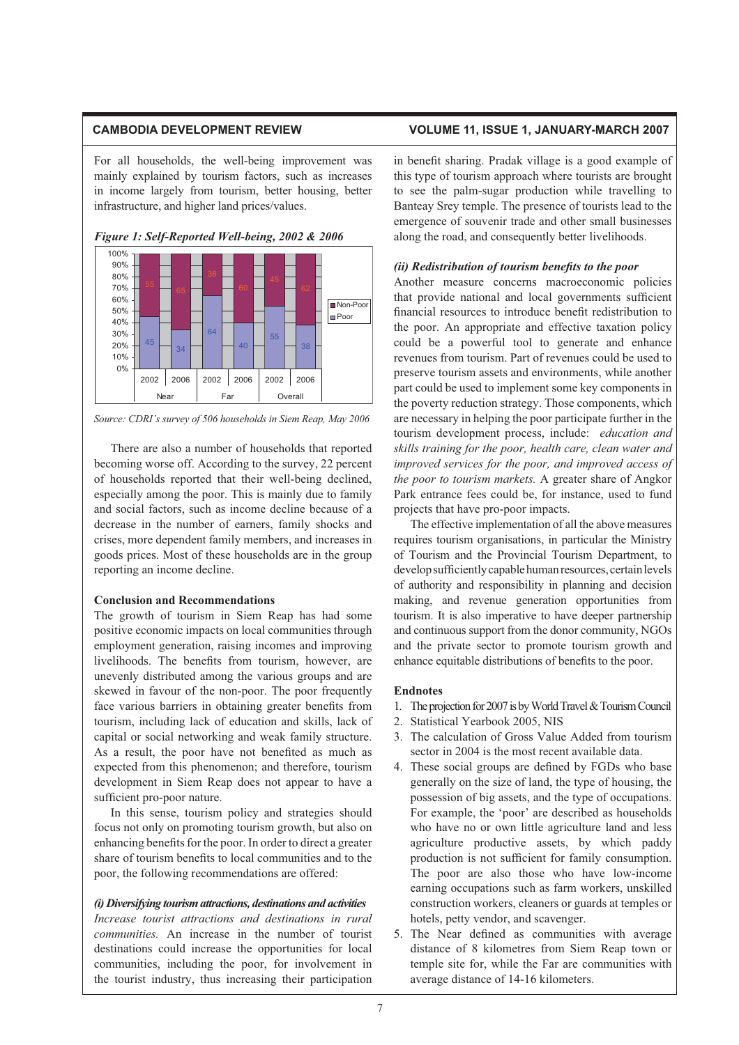For all households, the well-being improvement was mainly explained by tourism factors, such as increases in income largely from tourism, better housing, better infrastructure, and higher land prices/values.

*Figure 1: Self-Reported Well-being, 2002 & 2006*

| | Near 2002 | Near 2006 | Far 2002 | Far 2006 | Overall 2002 | Overall 2006 |
|---|---|---|---|---|---|---|
| Non-Poor | 55 | 65 | 36 | 60 | 45 | 62 |
| Poor | 45 | 34 | 64 | 40 | 55 | 38 |

*Source: CDRI's survey of 506 households in Siem Reap, May 2006*

There are also a number of households that reported becoming worse off. According to the survey, 22 percent of households reported that their well-being declined, especially among the poor. This is mainly due to family and social factors, such as income decline because of a decrease in the number of earners, family shocks and crises, more dependent family members, and increases in goods prices. Most of these households are in the group reporting an income decline.

**Conclusion and Recommendations**

The growth of tourism in Siem Reap has had some positive economic impacts on local communities through employment generation, raising incomes and improving livelihoods. The benefits from tourism, however, are unevenly distributed among the various groups and are skewed in favour of the non-poor. The poor frequently face various barriers in obtaining greater benefits from tourism, including lack of education and skills, lack of capital or social networking and weak family structure. As a result, the poor have not benefited as much as expected from this phenomenon; and therefore, tourism development in Siem Reap does not appear to have a sufficient pro-poor nature.

In this sense, tourism policy and strategies should focus not only on promoting tourism growth, but also on enhancing benefits for the poor. In order to direct a greater share of tourism benefits to local communities and to the poor, the following recommendations are offered:

***(i) Diversifying tourism attractions, destinations and activities***

*Increase tourist attractions and destinations in rural communities.* An increase in the number of tourist destinations could increase the opportunities for local communities, including the poor, for involvement in the tourist industry, thus increasing their participation in benefit sharing. Pradak village is a good example of this type of tourism approach where tourists are brought to see the palm-sugar production while travelling to Banteay Srey temple. The presence of tourists lead to the emergence of souvenir trade and other small businesses along the road, and consequently better livelihoods.

***(ii) Redistribution of tourism benefits to the poor***

Another measure concerns macroeconomic policies that provide national and local governments sufficient financial resources to introduce benefit redistribution to the poor. An appropriate and effective taxation policy could be a powerful tool to generate and enhance revenues from tourism. Part of revenues could be used to preserve tourism assets and environments, while another part could be used to implement some key components in the poverty reduction strategy. Those components, which are necessary in helping the poor participate further in the tourism development process, include: *education and skills training for the poor, health care, clean water and improved services for the poor, and improved access of the poor to tourism markets.* A greater share of Angkor Park entrance fees could be, for instance, used to fund projects that have pro-poor impacts.

The effective implementation of all the above measures requires tourism organisations, in particular the Ministry of Tourism and the Provincial Tourism Department, to develop sufficiently capable human resources, certain levels of authority and responsibility in planning and decision making, and revenue generation opportunities from tourism. It is also imperative to have deeper partnership and continuous support from the donor community, NGOs and the private sector to promote tourism growth and enhance equitable distributions of benefits to the poor.

**Endnotes**

1. The projection for 2007 is by World Travel & Tourism Council
2. Statistical Yearbook 2005, NIS
3. The calculation of Gross Value Added from tourism sector in 2004 is the most recent available data.
4. These social groups are defined by FGDs who base generally on the size of land, the type of housing, the possession of big assets, and the type of occupations. For example, the 'poor' are described as households who have no or own little agriculture land and less agriculture productive assets, by which paddy production is not sufficient for family consumption. The poor are also those who have low-income earning occupations such as farm workers, unskilled construction workers, cleaners or guards at temples or hotels, petty vendor, and scavenger.
5. The Near defined as communities with average distance of 8 kilometres from Siem Reap town or temple site for, while the Far are communities with average distance of 14-16 kilometres.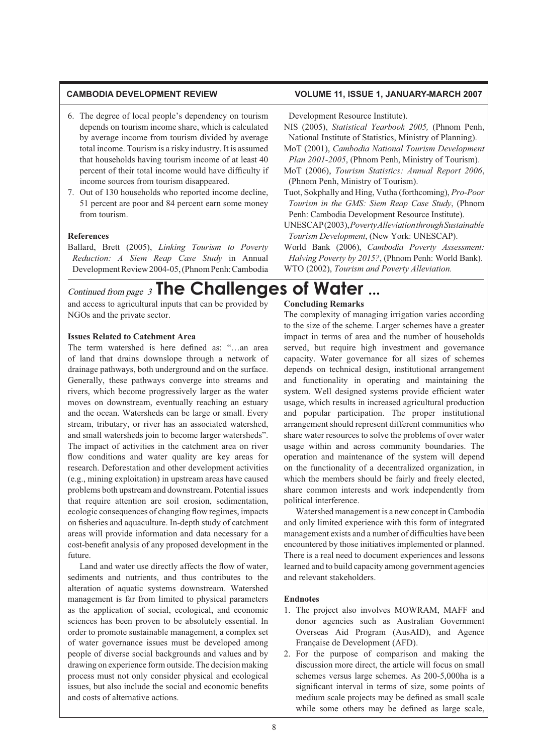6. The degree of local people's dependency on tourism depends on tourism income share, which is calculated by average income from tourism divided by average total income. Tourism is a risky industry. It is assumed that households having tourism income of at least 40 percent of their total income would have difficulty if income sources from tourism disappeared.
7. Out of 130 households who reported income decline, 51 percent are poor and 84 percent earn some money from tourism.

#### References

Ballard, Brett (2005), *Linking Tourism to Poverty Reduction: A Siem Reap Case Study* in Annual Development Review 2004-05, (Phnom Penh: Cambodia Development Resource Institute).

NIS (2005), *Statistical Yearbook 2005,* (Phnom Penh, National Institute of Statistics, Ministry of Planning).

MoT (2001), *Cambodia National Tourism Development Plan 2001-2005*, (Phnom Penh, Ministry of Tourism).

MoT (2006), *Tourism Statistics: Annual Report 2006*, (Phnom Penh, Ministry of Tourism).

Tuot, Sokphally and Hing, Vutha (forthcoming), *Pro-Poor Tourism in the GMS: Siem Reap Case Study*, (Phnom Penh: Cambodia Development Resource Institute).

UNESCAP (2003), *Poverty Alleviation through Sustainable Tourism Development*, (New York: UNESCAP).

World Bank (2006), *Cambodia Poverty Assessment: Halving Poverty by 2015?*, (Phnom Penh: World Bank).

WTO (2002), *Tourism and Poverty Alleviation.*

## *Continued from page 3* The Challenges of Water ...

and access to agricultural inputs that can be provided by NGOs and the private sector.

#### Issues Related to Catchment Area

The term watershed is here defined as: "…an area of land that drains downslope through a network of drainage pathways, both underground and on the surface. Generally, these pathways converge into streams and rivers, which become progressively larger as the water moves on downstream, eventually reaching an estuary and the ocean. Watersheds can be large or small. Every stream, tributary, or river has an associated watershed, and small watersheds join to become larger watersheds". The impact of activities in the catchment area on river flow conditions and water quality are key areas for research. Deforestation and other development activities (e.g., mining exploitation) in upstream areas have caused problems both upstream and downstream. Potential issues that require attention are soil erosion, sedimentation, ecologic consequences of changing flow regimes, impacts on fisheries and aquaculture. In-depth study of catchment areas will provide information and data necessary for a cost-benefit analysis of any proposed development in the future.

Land and water use directly affects the flow of water, sediments and nutrients, and thus contributes to the alteration of aquatic systems downstream. Watershed management is far from limited to physical parameters as the application of social, ecological, and economic sciences has been proven to be absolutely essential. In order to promote sustainable management, a complex set of water governance issues must be developed among people of diverse social backgrounds and values and by drawing on experience form outside. The decision making process must not only consider physical and ecological issues, but also include the social and economic benefits and costs of alternative actions.

#### Concluding Remarks

The complexity of managing irrigation varies according to the size of the scheme. Larger schemes have a greater impact in terms of area and the number of households served, but require high investment and governance capacity. Water governance for all sizes of schemes depends on technical design, institutional arrangement and functionality in operating and maintaining the system. Well designed systems provide efficient water usage, which results in increased agricultural production and popular participation. The proper institutional arrangement should represent different communities who share water resources to solve the problems of over water usage within and across community boundaries. The operation and maintenance of the system will depend on the functionality of a decentralized organization, in which the members should be fairly and freely elected, share common interests and work independently from political interference.

Watershed management is a new concept in Cambodia and only limited experience with this form of integrated management exists and a number of difficulties have been encountered by those initiatives implemented or planned. There is a real need to document experiences and lessons learned and to build capacity among government agencies and relevant stakeholders.

#### Endnotes

1. The project also involves MOWRAM, MAFF and donor agencies such as Australian Government Overseas Aid Program (AusAID), and Agence Française de Development (AFD).
2. For the purpose of comparison and making the discussion more direct, the article will focus on small schemes versus large schemes. As 200-5,000ha is a significant interval in terms of size, some points of medium scale projects may be defined as small scale while some others may be defined as large scale,